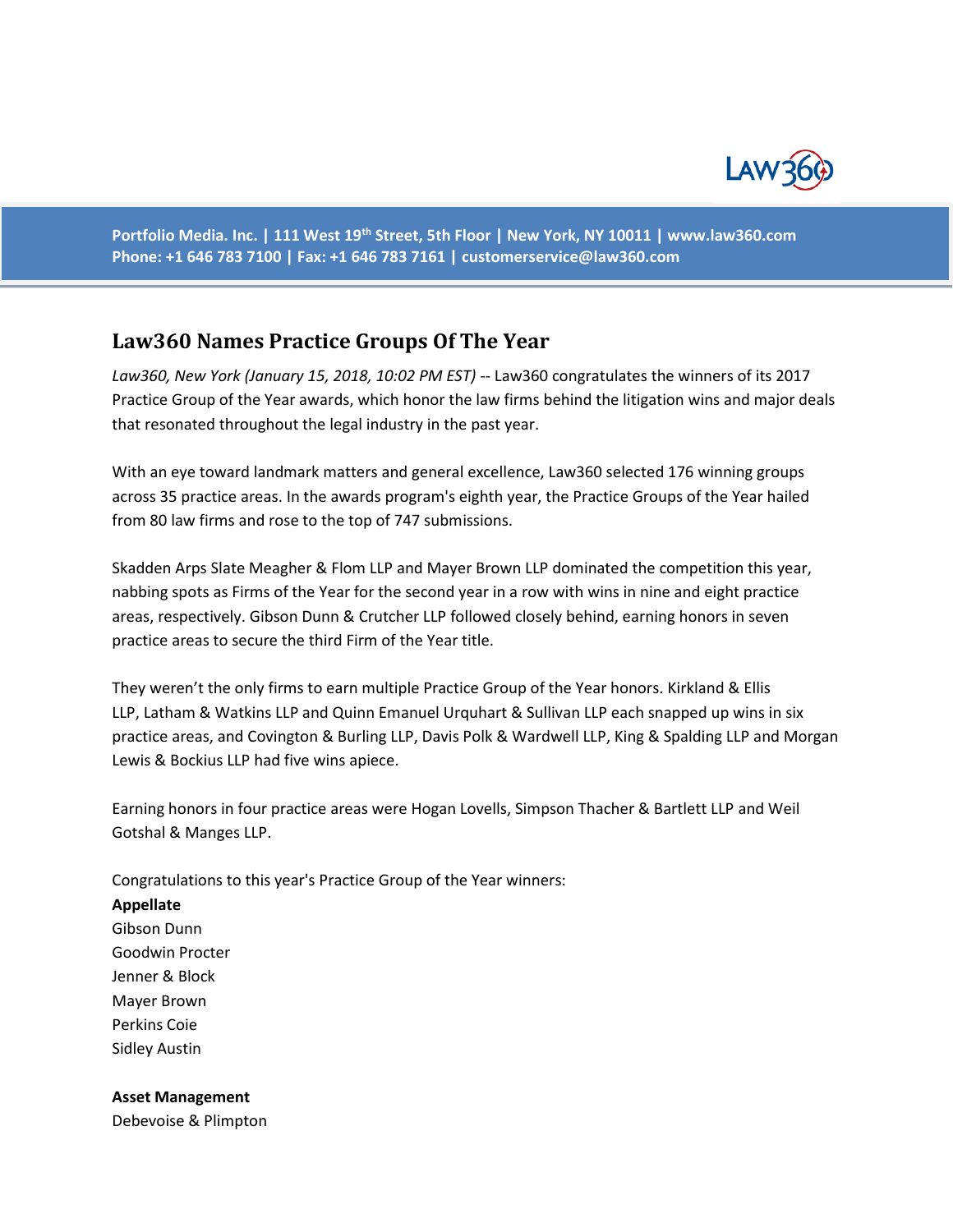Portfolio Media. Inc. | 111 West 19th Street, 5th Floor | New York, NY 10011 | www.law360.com
Phone: +1 646 783 7100 | Fax: +1 646 783 7161 | customerservice@law360.com

# Law360 Names Practice Groups Of The Year

*Law360, New York (January 15, 2018, 10:02 PM EST)* -- Law360 congratulates the winners of its 2017 Practice Group of the Year awards, which honor the law firms behind the litigation wins and major deals that resonated throughout the legal industry in the past year.

With an eye toward landmark matters and general excellence, Law360 selected 176 winning groups across 35 practice areas. In the awards program's eighth year, the Practice Groups of the Year hailed from 80 law firms and rose to the top of 747 submissions.

Skadden Arps Slate Meagher & Flom LLP and Mayer Brown LLP dominated the competition this year, nabbing spots as Firms of the Year for the second year in a row with wins in nine and eight practice areas, respectively. Gibson Dunn & Crutcher LLP followed closely behind, earning honors in seven practice areas to secure the third Firm of the Year title.

They weren't the only firms to earn multiple Practice Group of the Year honors. Kirkland & Ellis LLP, Latham & Watkins LLP and Quinn Emanuel Urquhart & Sullivan LLP each snapped up wins in six practice areas, and Covington & Burling LLP, Davis Polk & Wardwell LLP, King & Spalding LLP and Morgan Lewis & Bockius LLP had five wins apiece.

Earning honors in four practice areas were Hogan Lovells, Simpson Thacher & Bartlett LLP and Weil Gotshal & Manges LLP.

Congratulations to this year's Practice Group of the Year winners:

**Appellate**
Gibson Dunn
Goodwin Procter
Jenner & Block
Mayer Brown
Perkins Coie
Sidley Austin

**Asset Management**
Debevoise & Plimpton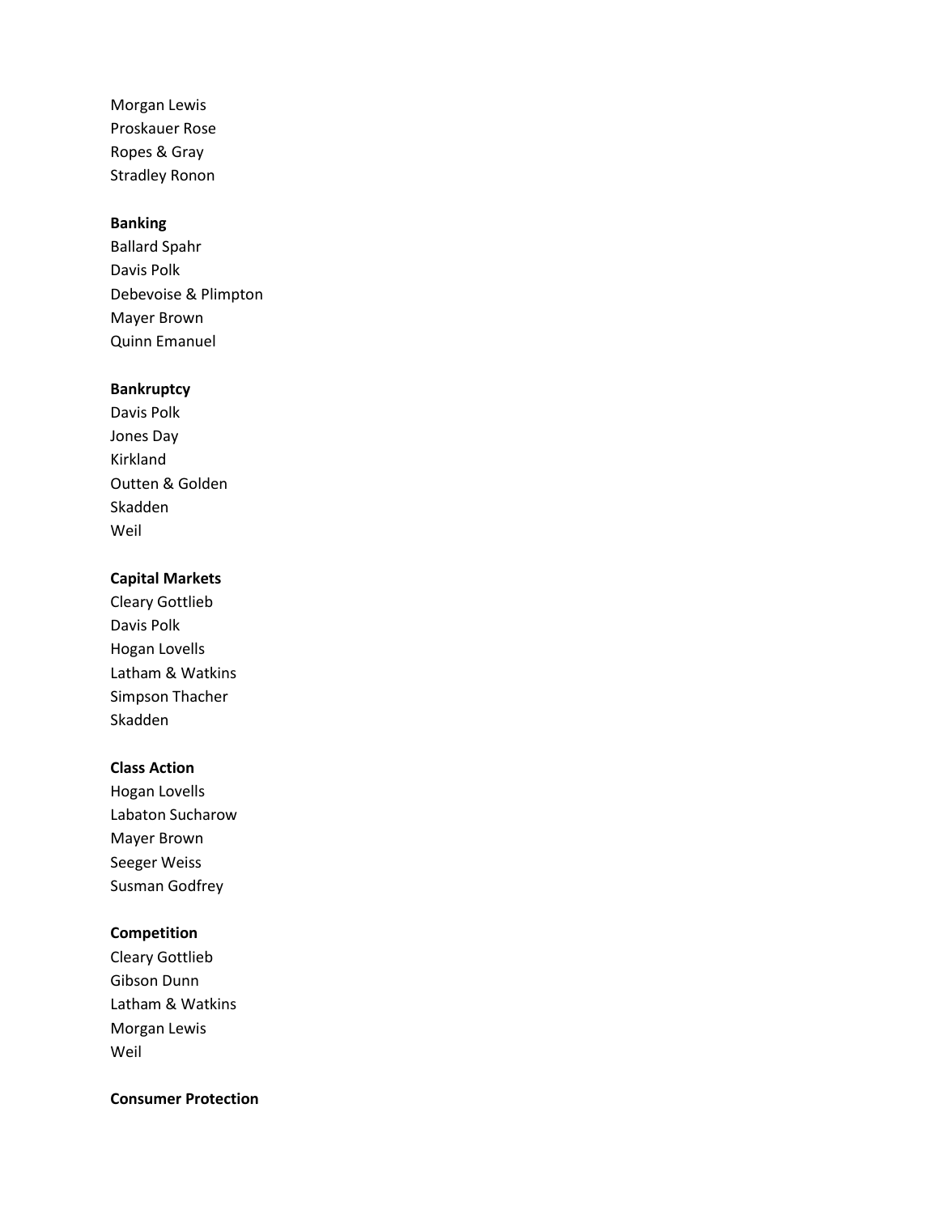Morgan Lewis
Proskauer Rose
Ropes & Gray
Stradley Ronon

**Banking**
Ballard Spahr
Davis Polk
Debevoise & Plimpton
Mayer Brown
Quinn Emanuel

**Bankruptcy**
Davis Polk
Jones Day
Kirkland
Outten & Golden
Skadden
Weil

**Capital Markets**
Cleary Gottlieb
Davis Polk
Hogan Lovells
Latham & Watkins
Simpson Thacher
Skadden

**Class Action**
Hogan Lovells
Labaton Sucharow
Mayer Brown
Seeger Weiss
Susman Godfrey

**Competition**
Cleary Gottlieb
Gibson Dunn
Latham & Watkins
Morgan Lewis
Weil

**Consumer Protection**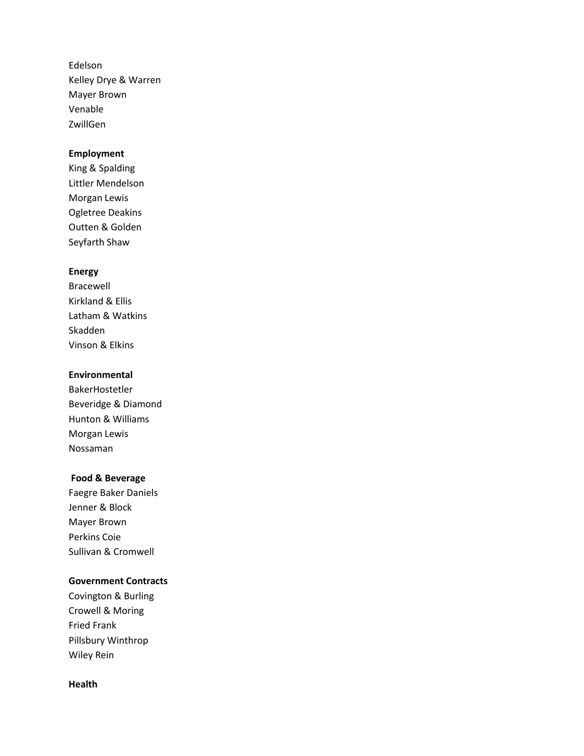Edelson
Kelley Drye & Warren
Mayer Brown
Venable
ZwillGen

**Employment**
King & Spalding
Littler Mendelson
Morgan Lewis
Ogletree Deakins
Outten & Golden
Seyfarth Shaw

**Energy**
Bracewell
Kirkland & Ellis
Latham & Watkins
Skadden
Vinson & Elkins

**Environmental**
BakerHostetler
Beveridge & Diamond
Hunton & Williams
Morgan Lewis
Nossaman

**Food & Beverage**
Faegre Baker Daniels
Jenner & Block
Mayer Brown
Perkins Coie
Sullivan & Cromwell

**Government Contracts**
Covington & Burling
Crowell & Moring
Fried Frank
Pillsbury Winthrop
Wiley Rein

**Health**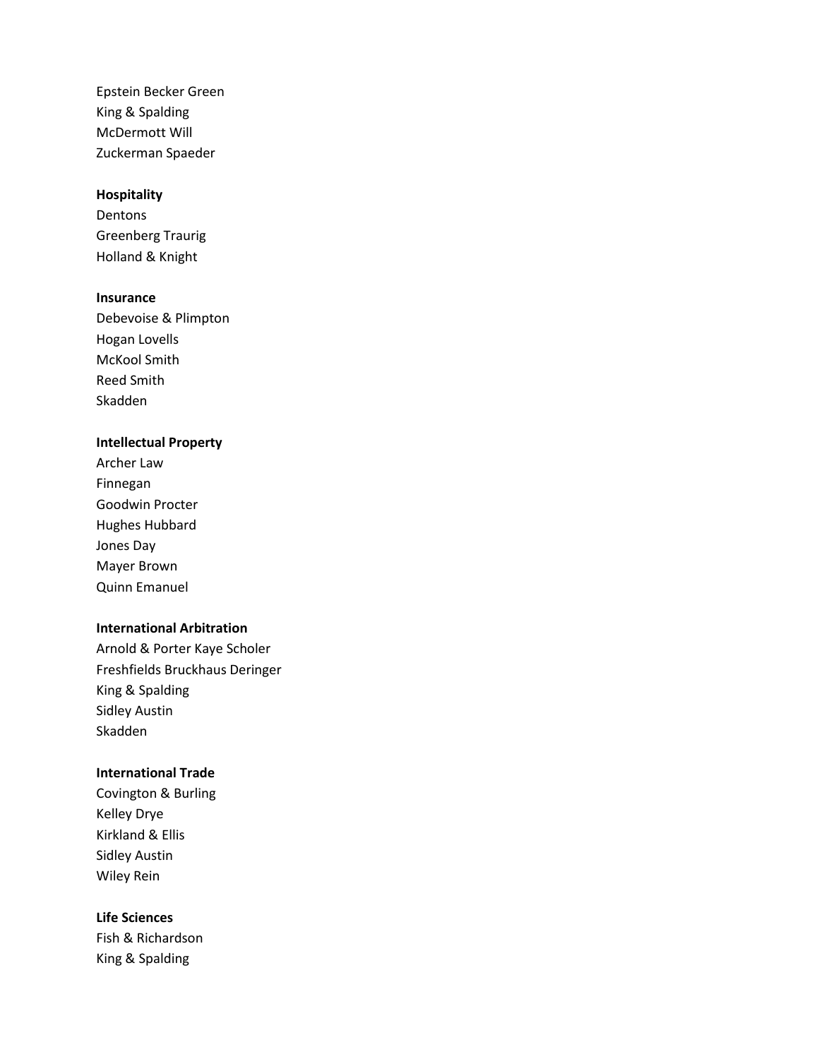Epstein Becker Green
King & Spalding
McDermott Will
Zuckerman Spaeder

**Hospitality**
Dentons
Greenberg Traurig
Holland & Knight

**Insurance**
Debevoise & Plimpton
Hogan Lovells
McKool Smith
Reed Smith
Skadden

**Intellectual Property**
Archer Law
Finnegan
Goodwin Procter
Hughes Hubbard
Jones Day
Mayer Brown
Quinn Emanuel

**International Arbitration**
Arnold & Porter Kaye Scholer
Freshfields Bruckhaus Deringer
King & Spalding
Sidley Austin
Skadden

**International Trade**
Covington & Burling
Kelley Drye
Kirkland & Ellis
Sidley Austin
Wiley Rein

**Life Sciences**
Fish & Richardson
King & Spalding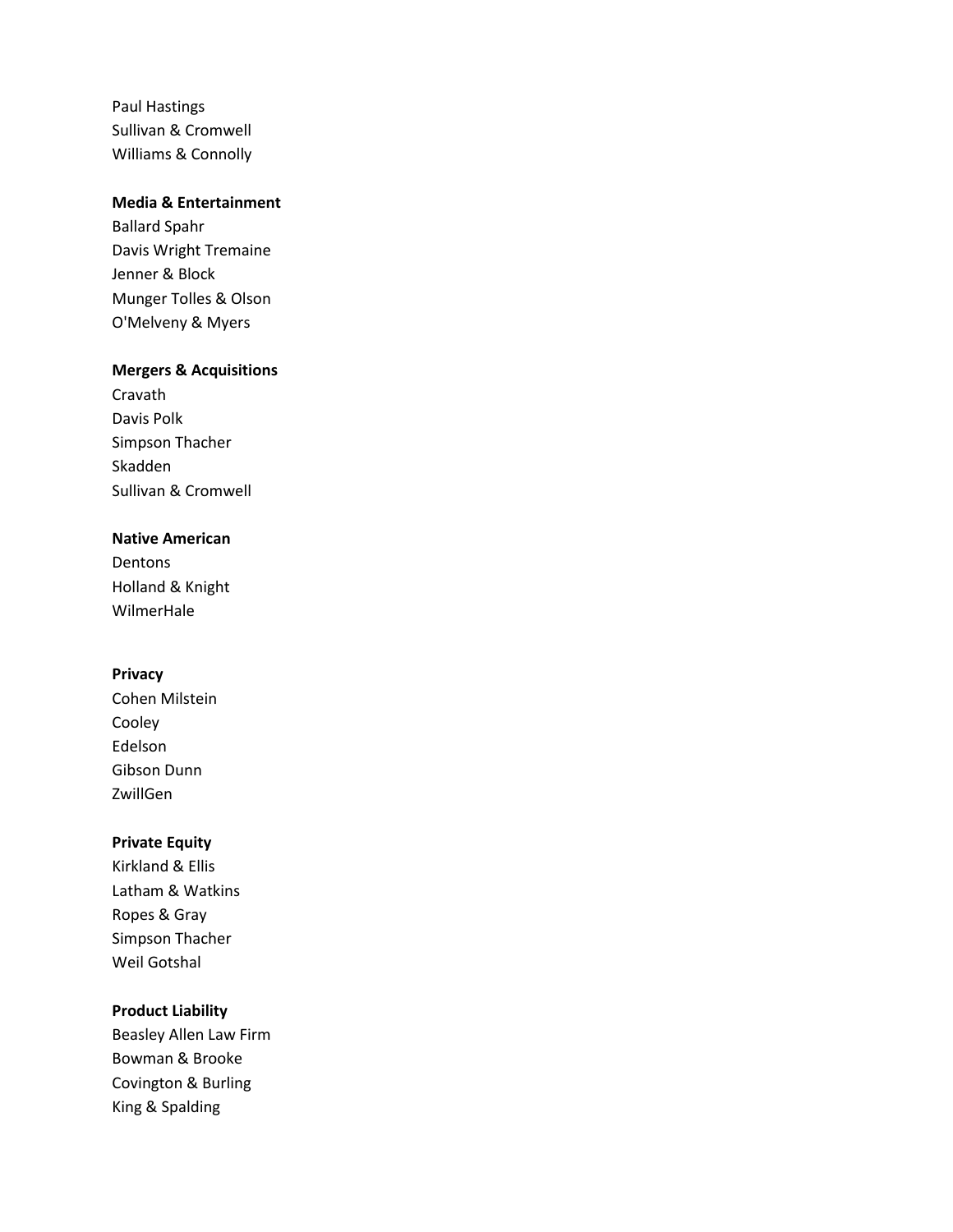Paul Hastings
Sullivan & Cromwell
Williams & Connolly

**Media & Entertainment**
Ballard Spahr
Davis Wright Tremaine
Jenner & Block
Munger Tolles & Olson
O'Melveny & Myers

**Mergers & Acquisitions**
Cravath
Davis Polk
Simpson Thacher
Skadden
Sullivan & Cromwell

**Native American**
Dentons
Holland & Knight
WilmerHale

**Privacy**
Cohen Milstein
Cooley
Edelson
Gibson Dunn
ZwillGen

**Private Equity**
Kirkland & Ellis
Latham & Watkins
Ropes & Gray
Simpson Thacher
Weil Gotshal

**Product Liability**
Beasley Allen Law Firm
Bowman & Brooke
Covington & Burling
King & Spalding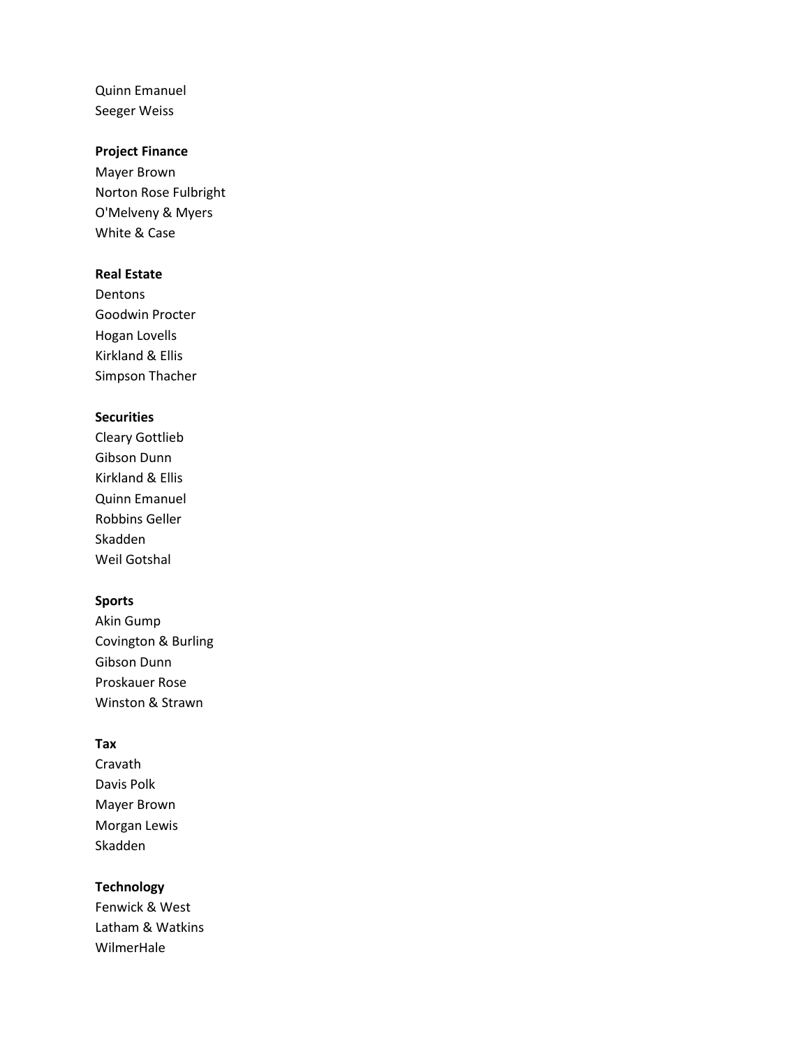Quinn Emanuel
Seeger Weiss

**Project Finance**
Mayer Brown
Norton Rose Fulbright
O'Melveny & Myers
White & Case

**Real Estate**
Dentons
Goodwin Procter
Hogan Lovells
Kirkland & Ellis
Simpson Thacher

**Securities**
Cleary Gottlieb
Gibson Dunn
Kirkland & Ellis
Quinn Emanuel
Robbins Geller
Skadden
Weil Gotshal

**Sports**
Akin Gump
Covington & Burling
Gibson Dunn
Proskauer Rose
Winston & Strawn

**Tax**
Cravath
Davis Polk
Mayer Brown
Morgan Lewis
Skadden

**Technology**
Fenwick & West
Latham & Watkins
WilmerHale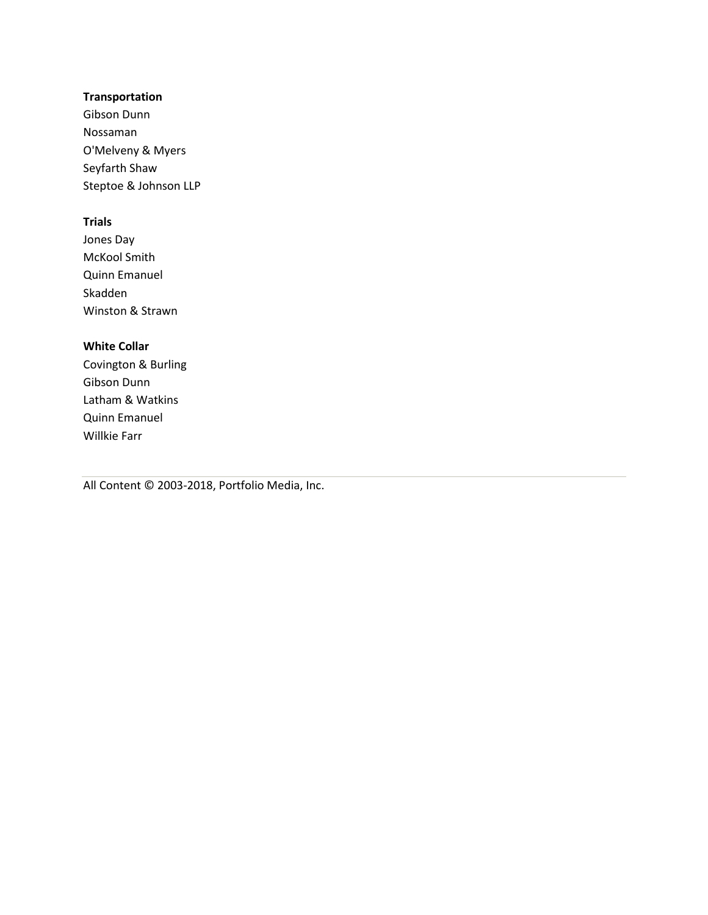**Transportation**

Gibson Dunn
Nossaman
O'Melveny & Myers
Seyfarth Shaw
Steptoe & Johnson LLP

**Trials**

Jones Day
McKool Smith
Quinn Emanuel
Skadden
Winston & Strawn

**White Collar**

Covington & Burling
Gibson Dunn
Latham & Watkins
Quinn Emanuel
Willkie Farr

---

All Content © 2003-2018, Portfolio Media, Inc.